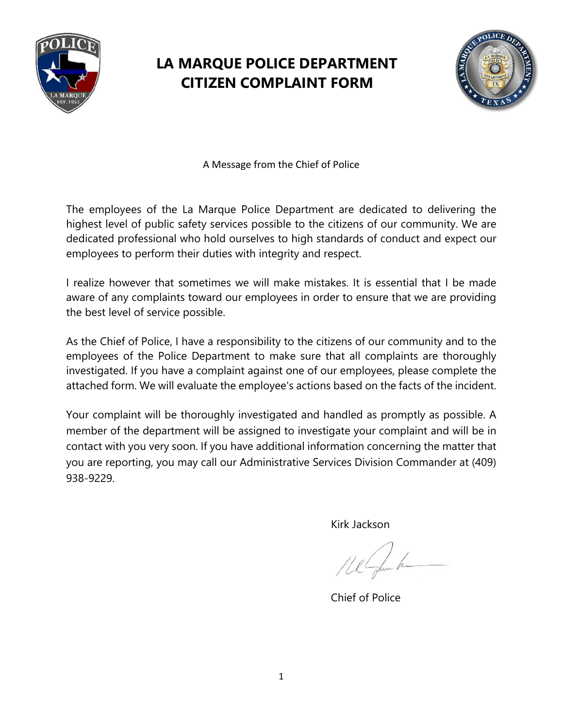# LA MARQUE POLICE DEPARTMENT CITIZEN COMPLAINT FORM

A Message from the Chief of Police

The employees of the La Marque Police Department are dedicated to delivering the highest level of public safety services possible to the citizens of our community. We are dedicated professional who hold ourselves to high standards of conduct and expect our employees to perform their duties with integrity and respect.

I realize however that sometimes we will make mistakes. It is essential that I be made aware of any complaints toward our employees in order to ensure that we are providing the best level of service possible.

As the Chief of Police, I have a responsibility to the citizens of our community and to the employees of the Police Department to make sure that all complaints are thoroughly investigated. If you have a complaint against one of our employees, please complete the attached form. We will evaluate the employee's actions based on the facts of the incident.

Your complaint will be thoroughly investigated and handled as promptly as possible. A member of the department will be assigned to investigate your complaint and will be in contact with you very soon. If you have additional information concerning the matter that you are reporting, you may call our Administrative Services Division Commander at (409) 938-9229.

Kirk Jackson

Chief of Police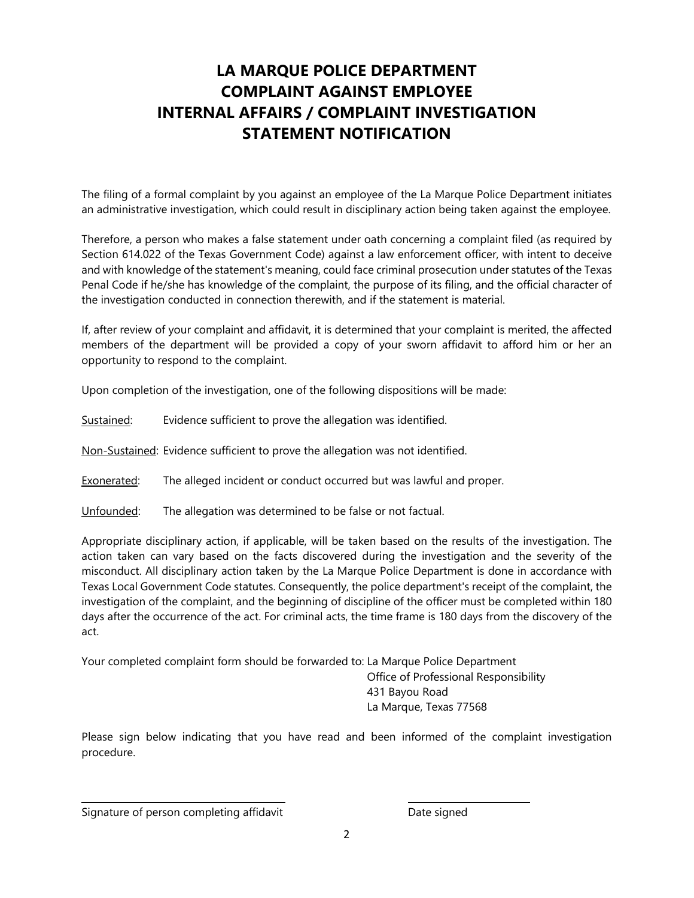# LA MARQUE POLICE DEPARTMENT
# COMPLAINT AGAINST EMPLOYEE
# INTERNAL AFFAIRS / COMPLAINT INVESTIGATION
# STATEMENT NOTIFICATION

The filing of a formal complaint by you against an employee of the La Marque Police Department initiates an administrative investigation, which could result in disciplinary action being taken against the employee.

Therefore, a person who makes a false statement under oath concerning a complaint filed (as required by Section 614.022 of the Texas Government Code) against a law enforcement officer, with intent to deceive and with knowledge of the statement's meaning, could face criminal prosecution under statutes of the Texas Penal Code if he/she has knowledge of the complaint, the purpose of its filing, and the official character of the investigation conducted in connection therewith, and if the statement is material.

If, after review of your complaint and affidavit, it is determined that your complaint is merited, the affected members of the department will be provided a copy of your sworn affidavit to afford him or her an opportunity to respond to the complaint.

Upon completion of the investigation, one of the following dispositions will be made:

<u>Sustained</u>: Evidence sufficient to prove the allegation was identified.

<u>Non-Sustained</u>: Evidence sufficient to prove the allegation was not identified.

<u>Exonerated</u>: The alleged incident or conduct occurred but was lawful and proper.

<u>Unfounded</u>: The allegation was determined to be false or not factual.

Appropriate disciplinary action, if applicable, will be taken based on the results of the investigation. The action taken can vary based on the facts discovered during the investigation and the severity of the misconduct. All disciplinary action taken by the La Marque Police Department is done in accordance with Texas Local Government Code statutes. Consequently, the police department's receipt of the complaint, the investigation of the complaint, and the beginning of discipline of the officer must be completed within 180 days after the occurrence of the act. For criminal acts, the time frame is 180 days from the discovery of the act.

Your completed complaint form should be forwarded to: La Marque Police Department
Office of Professional Responsibility
431 Bayou Road
La Marque, Texas 77568

Please sign below indicating that you have read and been informed of the complaint investigation procedure.

\_\_\_\_\_\_\_\_\_\_\_\_\_\_\_\_\_\_\_\_\_\_\_\_\_\_\_\_\_\_\_\_\_\_\_\_\_\_\_\_ \_\_\_\_\_\_\_\_\_\_\_\_\_\_\_\_\_\_\_\_\_\_\_\_
Signature of person completing affidavit Date signed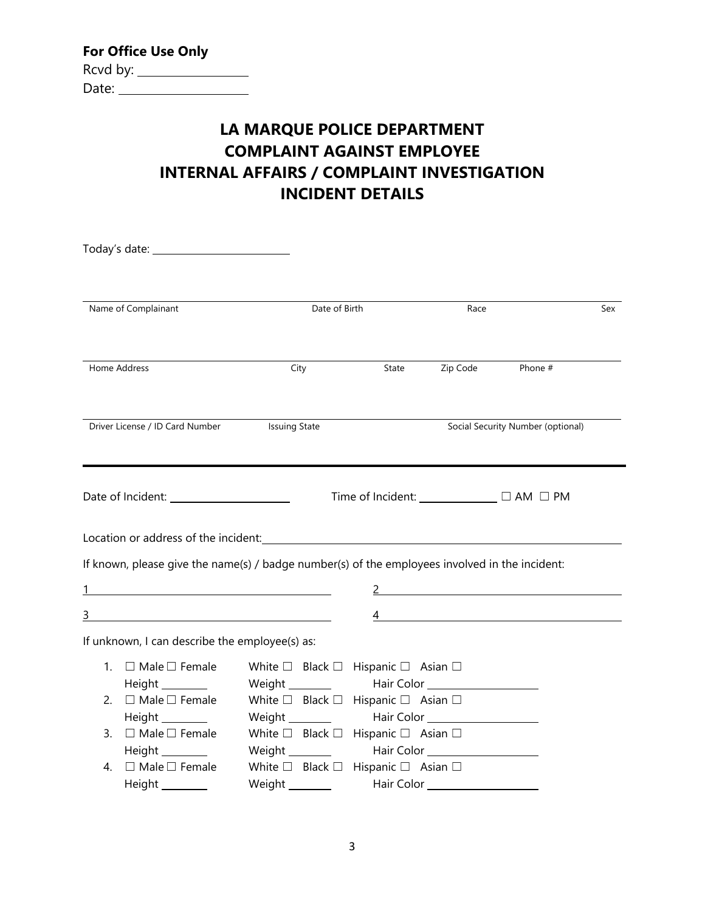**For Office Use Only**

Rcvd by: ____________________

Date: ______________________

# LA MARQUE POLICE DEPARTMENT
# COMPLAINT AGAINST EMPLOYEE
# INTERNAL AFFAIRS / COMPLAINT INVESTIGATION
# INCIDENT DETAILS

Today's date: __________________________

| Name of Complainant | Date of Birth | Race | Sex |
|---|---|---|---|
| | | | |

| Home Address | City | State | Zip Code | Phone # |
|---|---|---|---|---|
| | | | | |

| Driver License / ID Card Number | Issuing State | Social Security Number (optional) |
|---|---|---|
| | | |

---

Date of Incident: ______________________ Time of Incident: ______________ ☐ AM ☐ PM

Location or address of the incident: ____________________________________________________________

If known, please give the name(s) / badge number(s) of the employees involved in the incident:

1 ______________________________________ 2 ______________________________________

3 ______________________________________ 4 ______________________________________

If unknown, I can describe the employee(s) as:

1. ☐ Male ☐ Female White ☐ Black ☐ Hispanic ☐ Asian ☐
   Height ________ Weight ________ Hair Color ____________________
2. ☐ Male ☐ Female White ☐ Black ☐ Hispanic ☐ Asian ☐
   Height ________ Weight ________ Hair Color ____________________
3. ☐ Male ☐ Female White ☐ Black ☐ Hispanic ☐ Asian ☐
   Height ________ Weight ________ Hair Color ____________________
4. ☐ Male ☐ Female White ☐ Black ☐ Hispanic ☐ Asian ☐
   Height ________ Weight ________ Hair Color ____________________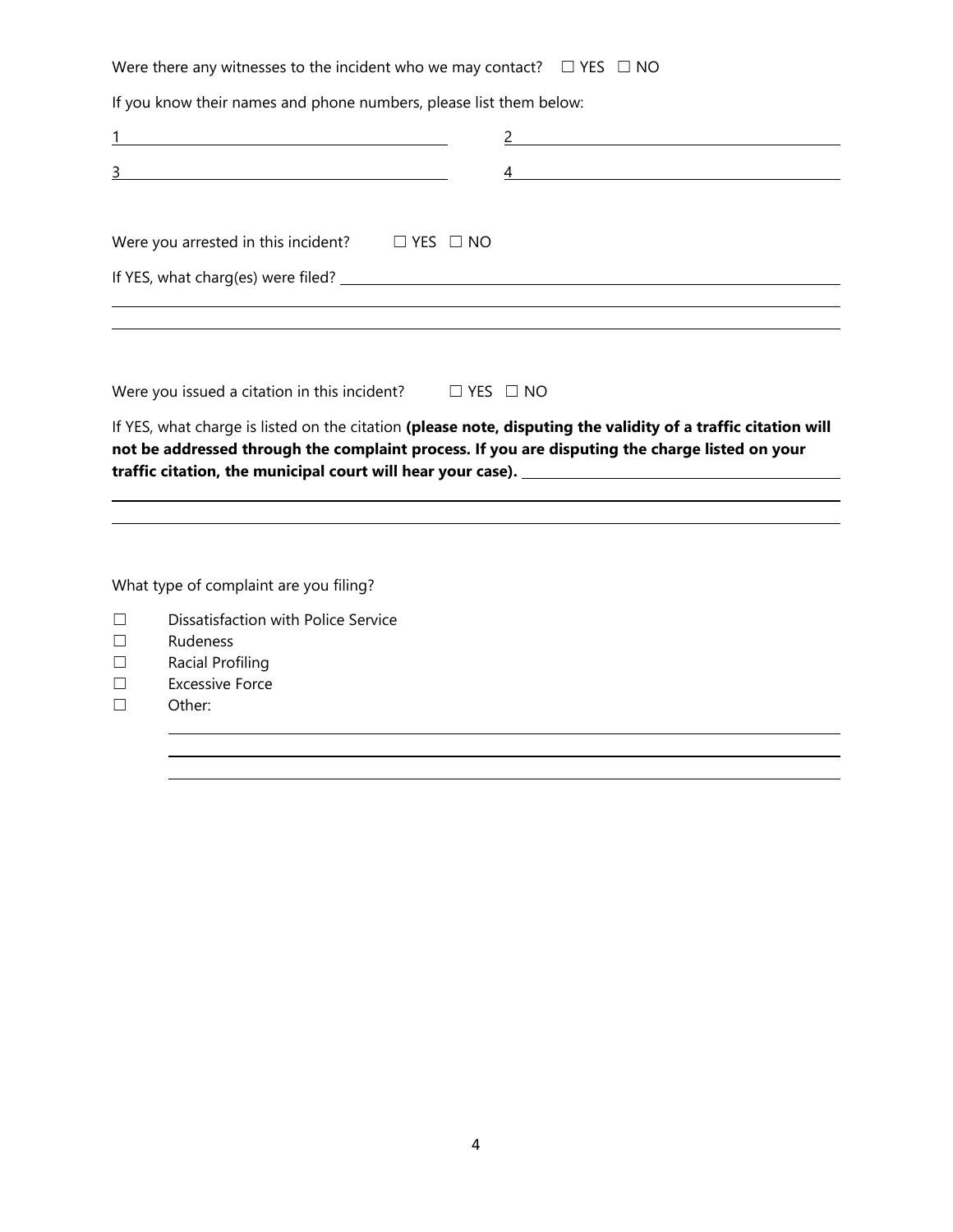Were there any witnesses to the incident who we may contact? ☐ YES ☐ NO

If you know their names and phone numbers, please list them below:

1 \_\_\_\_\_\_\_\_\_\_\_\_\_\_\_\_\_\_\_\_\_\_\_\_\_\_\_\_\_\_ 2 \_\_\_\_\_\_\_\_\_\_\_\_\_\_\_\_\_\_\_\_\_\_\_\_\_\_\_\_\_\_

3 \_\_\_\_\_\_\_\_\_\_\_\_\_\_\_\_\_\_\_\_\_\_\_\_\_\_\_\_\_\_ 4 \_\_\_\_\_\_\_\_\_\_\_\_\_\_\_\_\_\_\_\_\_\_\_\_\_\_\_\_\_\_

Were you arrested in this incident? ☐ YES ☐ NO

If YES, what charg(es) were filed? \_\_\_\_\_\_\_\_\_\_\_\_\_\_\_\_\_\_\_\_\_\_\_\_\_\_\_\_\_\_\_\_\_\_\_\_\_\_\_\_

Were you issued a citation in this incident? ☐ YES ☐ NO

If YES, what charge is listed on the citation **(please note, disputing the validity of a traffic citation will not be addressed through the complaint process. If you are disputing the charge listed on your traffic citation, the municipal court will hear your case).** \_\_\_\_\_\_\_\_\_\_\_\_\_\_\_\_\_\_\_\_

What type of complaint are you filing?

- ☐ Dissatisfaction with Police Service
- ☐ Rudeness
- ☐ Racial Profiling
- ☐ Excessive Force
- ☐ Other: \_\_\_\_\_\_\_\_\_\_\_\_\_\_\_\_\_\_\_\_\_\_\_\_\_\_\_\_\_\_\_\_\_\_\_\_\_\_\_\_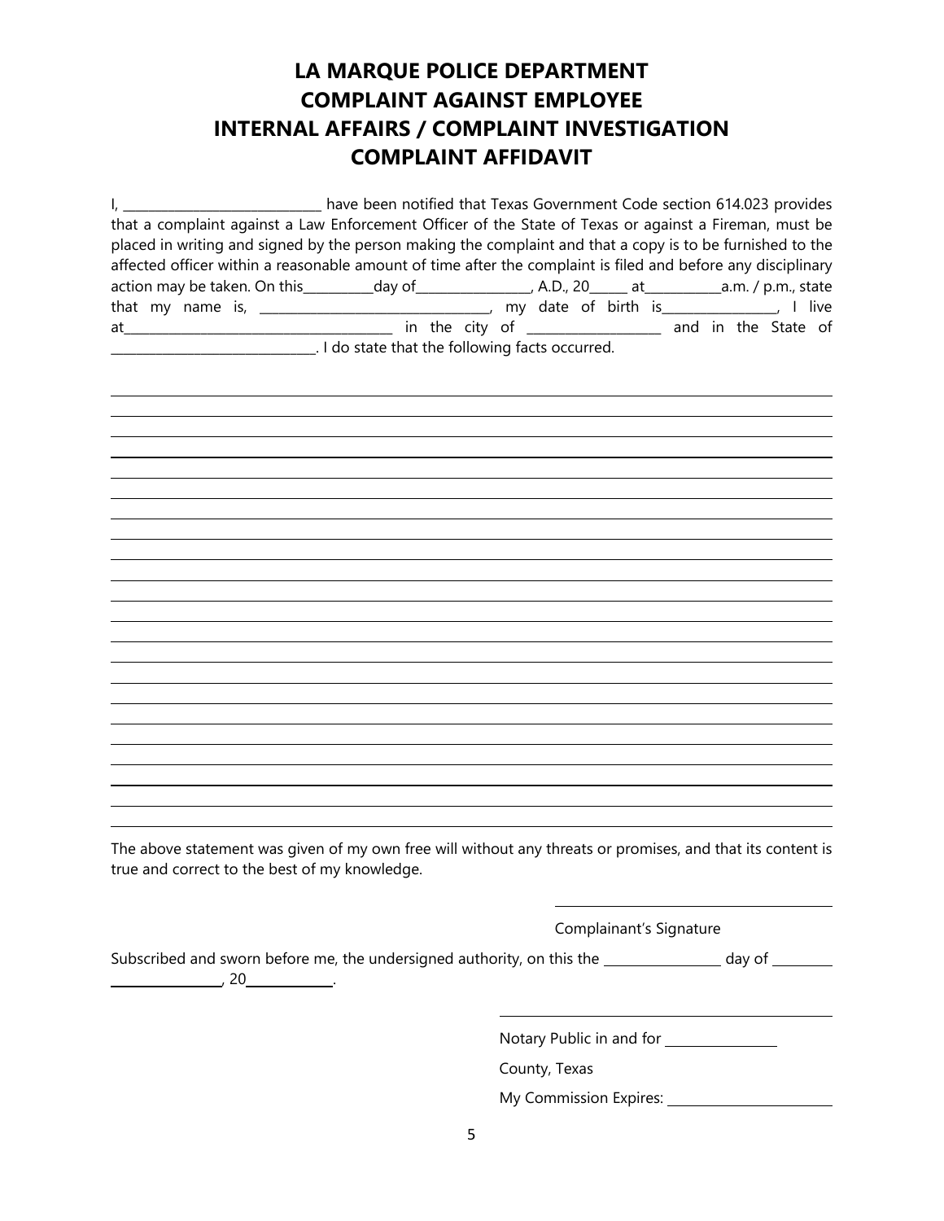# LA MARQUE POLICE DEPARTMENT
# COMPLAINT AGAINST EMPLOYEE
# INTERNAL AFFAIRS / COMPLAINT INVESTIGATION
# COMPLAINT AFFIDAVIT

I, ______________________________ have been notified that Texas Government Code section 614.023 provides that a complaint against a Law Enforcement Officer of the State of Texas or against a Fireman, must be placed in writing and signed by the person making the complaint and that a copy is to be furnished to the affected officer within a reasonable amount of time after the complaint is filed and before any disciplinary action may be taken. On this__________day of_________________, A.D., 20______ at____________a.m. / p.m., state that my name is, ___________________________________, my date of birth is_________________, I live at__________________________________________ in the city of _____________________ and in the State of ________________________________. I do state that the following facts occurred.

______________________________________________________________________________

______________________________________________________________________________

______________________________________________________________________________

______________________________________________________________________________

______________________________________________________________________________

______________________________________________________________________________

______________________________________________________________________________

______________________________________________________________________________

______________________________________________________________________________

______________________________________________________________________________

______________________________________________________________________________

______________________________________________________________________________

______________________________________________________________________________

______________________________________________________________________________

______________________________________________________________________________

______________________________________________________________________________

______________________________________________________________________________

______________________________________________________________________________

______________________________________________________________________________

______________________________________________________________________________

______________________________________________________________________________

The above statement was given of my own free will without any threats or promises, and that its content is true and correct to the best of my knowledge.

_________________________________

Complainant's Signature

Subscribed and sworn before me, the undersigned authority, on this the ________________ day of ________ ________________, 20____________.

_________________________________

Notary Public in and for ________________

County, Texas

My Commission Expires: ______________________